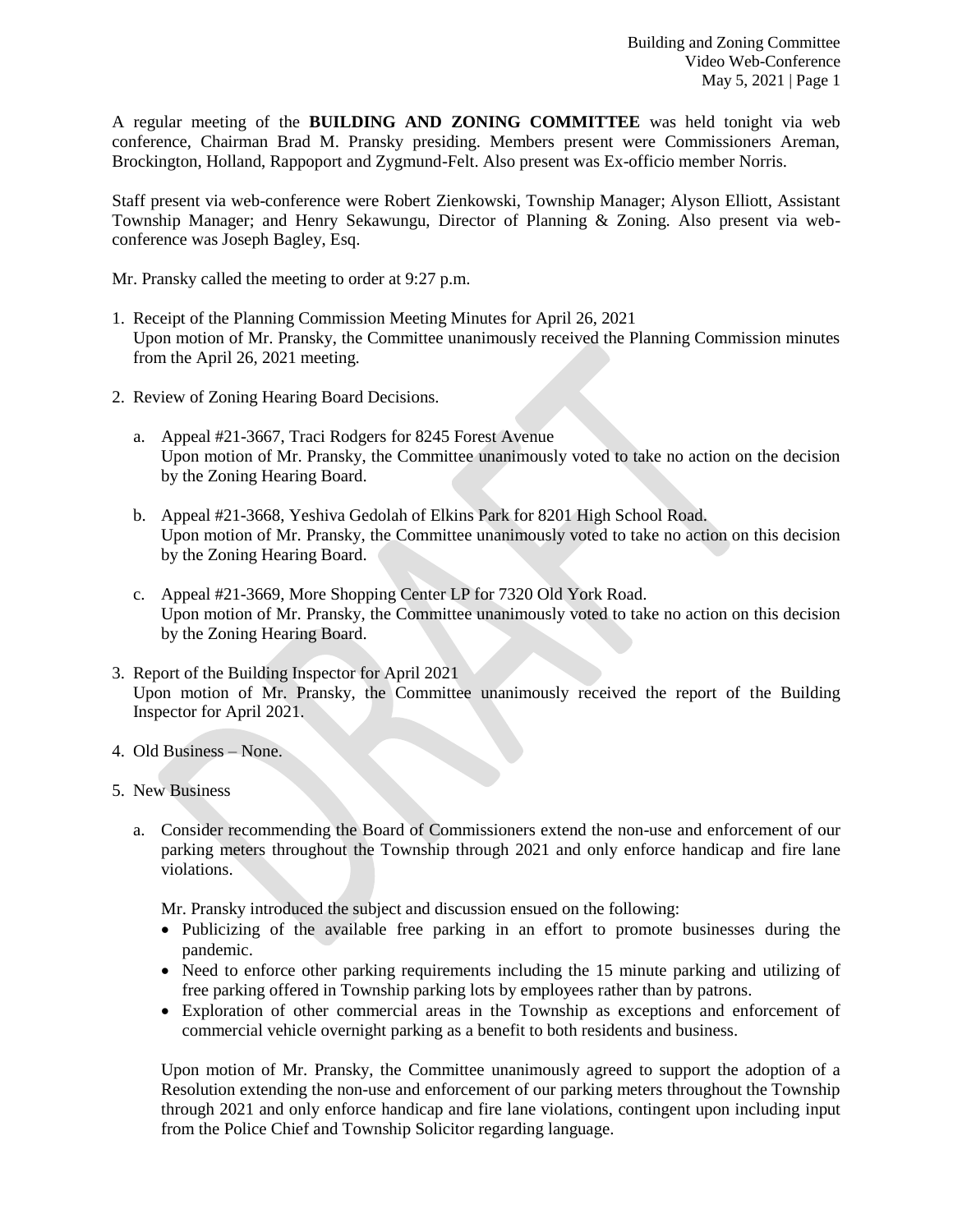A regular meeting of the **BUILDING AND ZONING COMMITTEE** was held tonight via web conference, Chairman Brad M. Pransky presiding. Members present were Commissioners Areman, Brockington, Holland, Rappoport and Zygmund-Felt. Also present was Ex-officio member Norris.

Staff present via web-conference were Robert Zienkowski, Township Manager; Alyson Elliott, Assistant Township Manager; and Henry Sekawungu, Director of Planning & Zoning. Also present via web-conference was Joseph Bagley, Esq.

Mr. Pransky called the meeting to order at 9:27 p.m.

1. Receipt of the Planning Commission Meeting Minutes for April 26, 2021
   Upon motion of Mr. Pransky, the Committee unanimously received the Planning Commission minutes from the April 26, 2021 meeting.

2. Review of Zoning Hearing Board Decisions.

   a. Appeal #21-3667, Traci Rodgers for 8245 Forest Avenue
      Upon motion of Mr. Pransky, the Committee unanimously voted to take no action on the decision by the Zoning Hearing Board.

   b. Appeal #21-3668, Yeshiva Gedolah of Elkins Park for 8201 High School Road.
      Upon motion of Mr. Pransky, the Committee unanimously voted to take no action on this decision by the Zoning Hearing Board.

   c. Appeal #21-3669, More Shopping Center LP for 7320 Old York Road.
      Upon motion of Mr. Pransky, the Committee unanimously voted to take no action on this decision by the Zoning Hearing Board.

3. Report of the Building Inspector for April 2021
   Upon motion of Mr. Pransky, the Committee unanimously received the report of the Building Inspector for April 2021.

4. Old Business – None.

5. New Business

   a. Consider recommending the Board of Commissioners extend the non-use and enforcement of our parking meters throughout the Township through 2021 and only enforce handicap and fire lane violations.

      Mr. Pransky introduced the subject and discussion ensued on the following:
      - Publicizing of the available free parking in an effort to promote businesses during the pandemic.
      - Need to enforce other parking requirements including the 15 minute parking and utilizing of free parking offered in Township parking lots by employees rather than by patrons.
      - Exploration of other commercial areas in the Township as exceptions and enforcement of commercial vehicle overnight parking as a benefit to both residents and business.

      Upon motion of Mr. Pransky, the Committee unanimously agreed to support the adoption of a Resolution extending the non-use and enforcement of our parking meters throughout the Township through 2021 and only enforce handicap and fire lane violations, contingent upon including input from the Police Chief and Township Solicitor regarding language.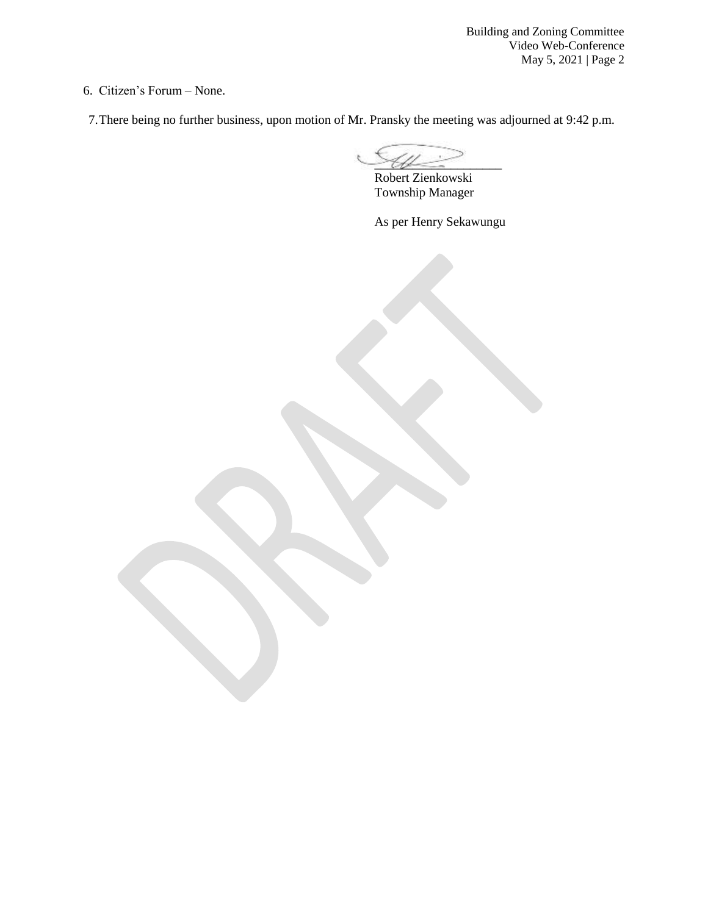6. Citizen's Forum – None.

7. There being no further business, upon motion of Mr. Pransky the meeting was adjourned at 9:42 p.m.

Robert Zienkowski
Township Manager

As per Henry Sekawungu